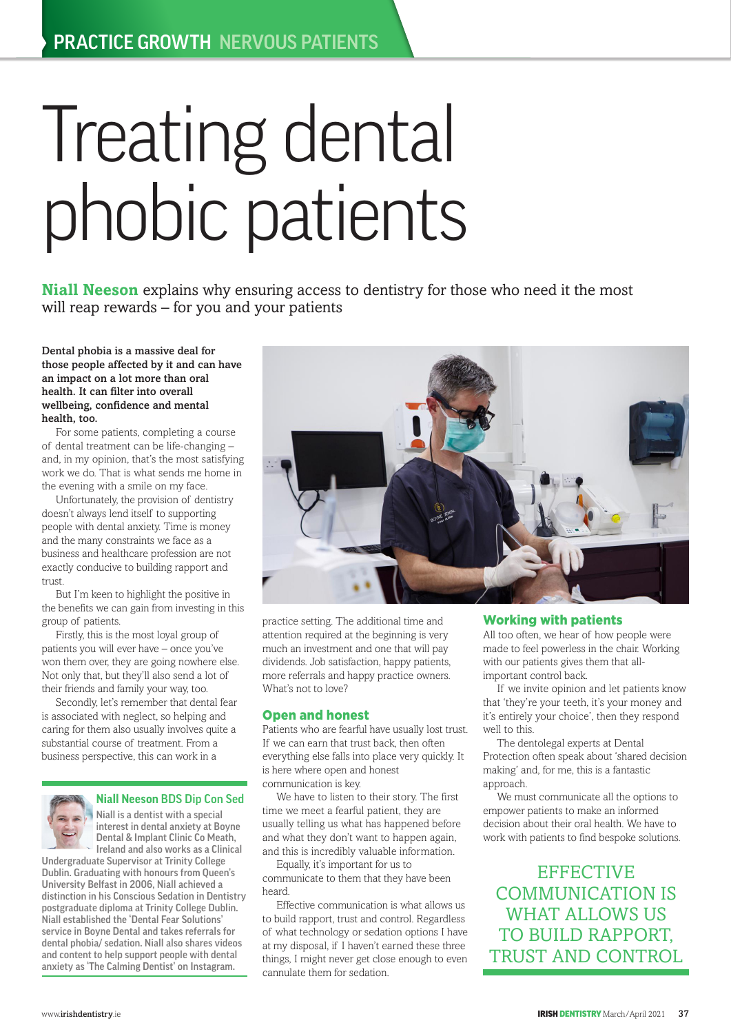# Treating dental phobic patients

**Niall Neeson** explains why ensuring access to dentistry for those who need it the most will reap rewards – for you and your patients

**Dental phobia is a massive deal for those people affected by it and can have an impact on a lot more than oral health. It can filter into overall wellbeing, confidence and mental health, too.**

For some patients, completing a course of dental treatment can be life-changing – and, in my opinion, that's the most satisfying work we do. That is what sends me home in the evening with a smile on my face.

Unfortunately, the provision of dentistry doesn't always lend itself to supporting people with dental anxiety. Time is money and the many constraints we face as a business and healthcare profession are not exactly conducive to building rapport and trust.

But I'm keen to highlight the positive in the benefits we can gain from investing in this group of patients.

Firstly, this is the most loyal group of patients you will ever have – once you've won them over, they are going nowhere else. Not only that, but they'll also send a lot of their friends and family your way, too.

Secondly, let's remember that dental fear is associated with neglect, so helping and caring for them also usually involves quite a substantial course of treatment. From a business perspective, this can work in a practice setting. The additional time and attention required at the beginning is very much an investment and one that will pay dividends. Job satisfaction, happy patients, more referrals and happy practice owners. What's not to love?

### Niall Neeson BDS Dip Con Sed

Niall is a dentist with a special interest in dental anxiety at Boyne Dental & Implant Clinic Co Meath, Ireland and also works as a Clinical Undergraduate Supervisor at Trinity College Dublin. Graduating with honours from Queen's University Belfast in 2006, Niall achieved a distinction in his Conscious Sedation in Dentistry postgraduate diploma at Trinity College Dublin. Niall established the 'Dental Fear Solutions' service in Boyne Dental and takes referrals for dental phobia/ sedation. Niall also shares videos and content to help support people with dental anxiety as 'The Calming Dentist' on Instagram.

## Open and honest

Patients who are fearful have usually lost trust. If we can earn that trust back, then often everything else falls into place very quickly. It is here where open and honest communication is key.

We have to listen to their story. The first time we meet a fearful patient, they are usually telling us what has happened before and what they don't want to happen again, and this is incredibly valuable information.

Equally, it's important for us to communicate to them that they have been heard.

Effective communication is what allows us to build rapport, trust and control. Regardless of what technology or sedation options I have at my disposal, if I haven't earned these three things, I might never get close enough to even cannulate them for sedation.

## Working with patients

All too often, we hear of how people were made to feel powerless in the chair. Working with our patients gives them that all-important control back.

If we invite opinion and let patients know that 'they're your teeth, it's your money and it's entirely your choice', then they respond well to this.

The dentolegal experts at Dental Protection often speak about 'shared decision making' and, for me, this is a fantastic approach.

We must communicate all the options to empower patients to make an informed decision about their oral health. We have to work with patients to find bespoke solutions.

EFFECTIVE COMMUNICATION IS WHAT ALLOWS US TO BUILD RAPPORT, TRUST AND CONTROL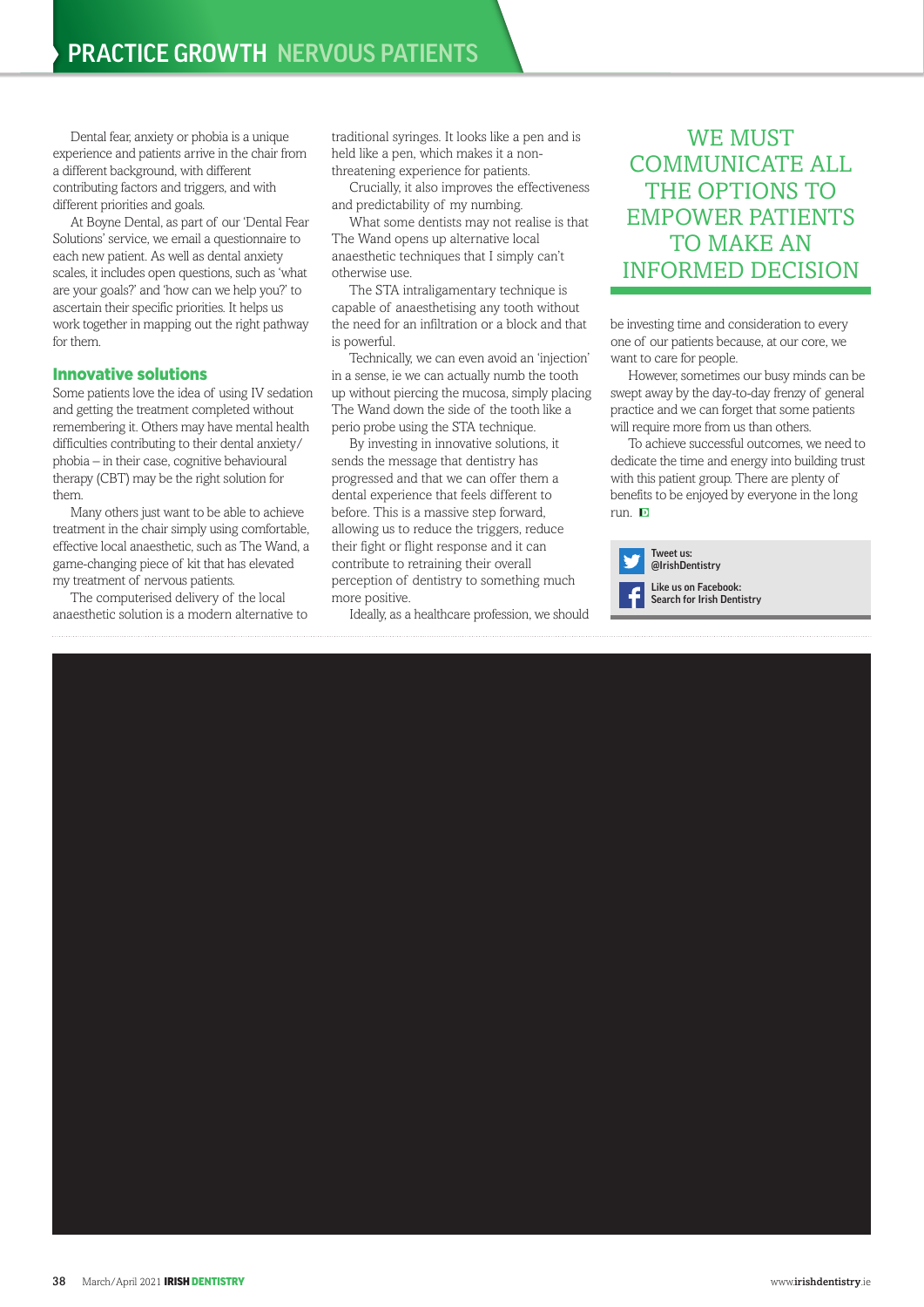Dental fear, anxiety or phobia is a unique experience and patients arrive in the chair from a different background, with different contributing factors and triggers, and with different priorities and goals.

At Boyne Dental, as part of our 'Dental Fear Solutions' service, we email a questionnaire to each new patient. As well as dental anxiety scales, it includes open questions, such as 'what are your goals?' and 'how can we help you?' to ascertain their specific priorities. It helps us work together in mapping out the right pathway for them.

## Innovative solutions

Some patients love the idea of using IV sedation and getting the treatment completed without remembering it. Others may have mental health difficulties contributing to their dental anxiety/phobia – in their case, cognitive behavioural therapy (CBT) may be the right solution for them.

Many others just want to be able to achieve treatment in the chair simply using comfortable, effective local anaesthetic, such as The Wand, a game-changing piece of kit that has elevated my treatment of nervous patients.

The computerised delivery of the local anaesthetic solution is a modern alternative to traditional syringes. It looks like a pen and is held like a pen, which makes it a non-threatening experience for patients.

Crucially, it also improves the effectiveness and predictability of my numbing.

What some dentists may not realise is that The Wand opens up alternative local anaesthetic techniques that I simply can't otherwise use.

The STA intraligamentary technique is capable of anaesthetising any tooth without the need for an infiltration or a block and that is powerful.

Technically, we can even avoid an 'injection' in a sense, ie we can actually numb the tooth up without piercing the mucosa, simply placing The Wand down the side of the tooth like a perio probe using the STA technique.

By investing in innovative solutions, it sends the message that dentistry has progressed and that we can offer them a dental experience that feels different to before. This is a massive step forward, allowing us to reduce the triggers, reduce their fight or flight response and it can contribute to retraining their overall perception of dentistry to something much more positive.

Ideally, as a healthcare profession, we should be investing time and consideration to every one of our patients because, at our core, we want to care for people.

However, sometimes our busy minds can be swept away by the day-to-day frenzy of general practice and we can forget that some patients will require more from us than others.

To achieve successful outcomes, we need to dedicate the time and energy into building trust with this patient group. There are plenty of benefits to be enjoyed by everyone in the long run.

> WE MUST COMMUNICATE ALL THE OPTIONS TO EMPOWER PATIENTS TO MAKE AN INFORMED DECISION

Tweet us: @IrishDentistry

Like us on Facebook: Search for Irish Dentistry